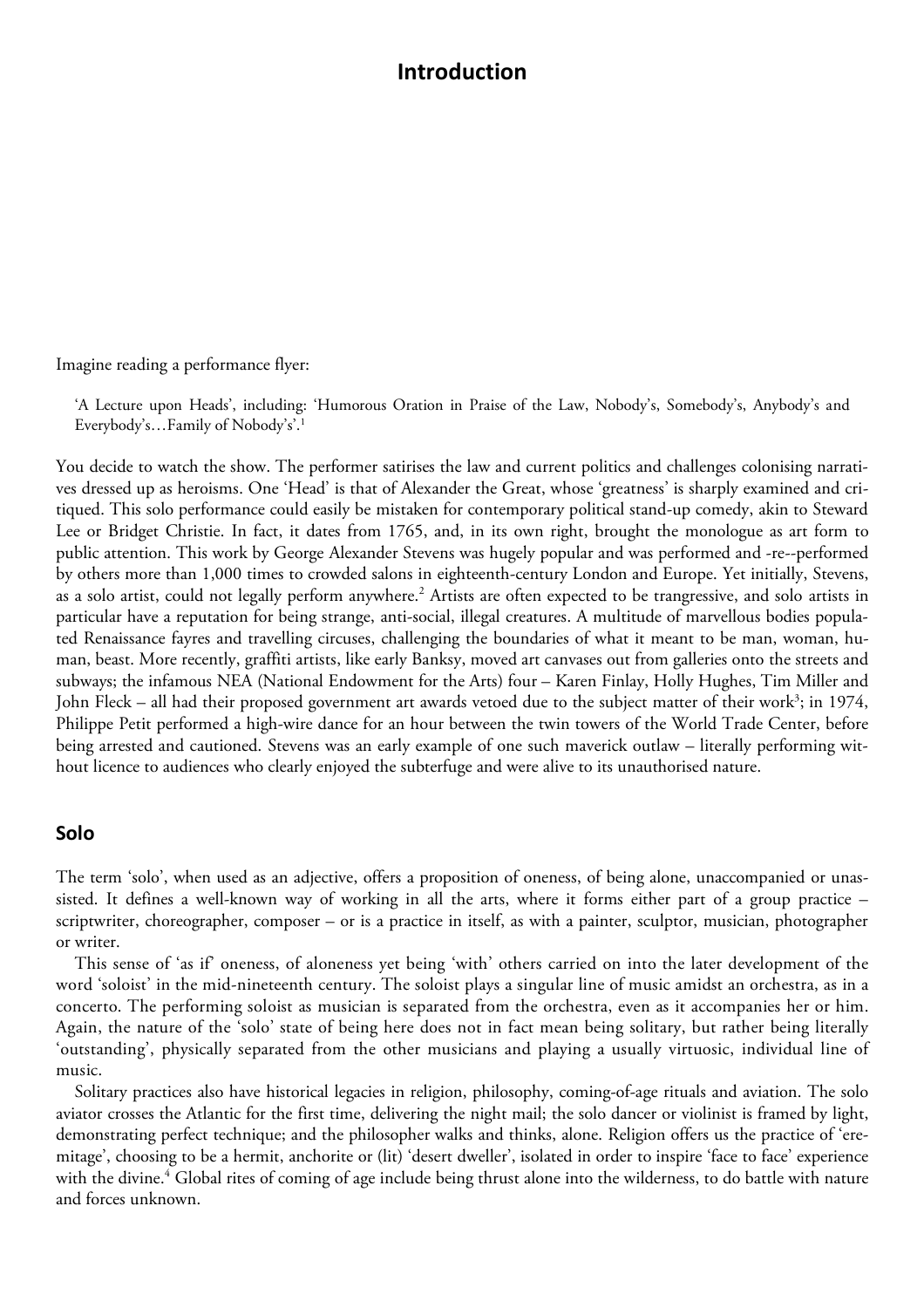# Introduction

Imagine reading a performance flyer:

> 'A Lecture upon Heads', including: 'Humorous Oration in Praise of the Law, Nobody's, Somebody's, Anybody's and Everybody's…Family of Nobody's'.[1]

You decide to watch the show. The performer satirises the law and current politics and challenges colonising narratives dressed up as heroisms. One 'Head' is that of Alexander the Great, whose 'greatness' is sharply examined and critiqued. This solo performance could easily be mistaken for contemporary political stand-up comedy, akin to Steward Lee or Bridget Christie. In fact, it dates from 1765, and, in its own right, brought the monologue as art form to public attention. This work by George Alexander Stevens was hugely popular and was performed and -re--performed by others more than 1,000 times to crowded salons in eighteenth-century London and Europe. Yet initially, Stevens, as a solo artist, could not legally perform anywhere.[2] Artists are often expected to be trangressive, and solo artists in particular have a reputation for being strange, anti-social, illegal creatures. A multitude of marvellous bodies populated Renaissance fayres and travelling circuses, challenging the boundaries of what it meant to be man, woman, human, beast. More recently, graffiti artists, like early Banksy, moved art canvases out from galleries onto the streets and subways; the infamous NEA (National Endowment for the Arts) four – Karen Finlay, Holly Hughes, Tim Miller and John Fleck – all had their proposed government art awards vetoed due to the subject matter of their work[3]; in 1974, Philippe Petit performed a high-wire dance for an hour between the twin towers of the World Trade Center, before being arrested and cautioned. Stevens was an early example of one such maverick outlaw – literally performing without licence to audiences who clearly enjoyed the subterfuge and were alive to its unauthorised nature.

## Solo

The term 'solo', when used as an adjective, offers a proposition of oneness, of being alone, unaccompanied or unassisted. It defines a well-known way of working in all the arts, where it forms either part of a group practice – scriptwriter, choreographer, composer – or is a practice in itself, as with a painter, sculptor, musician, photographer or writer.

This sense of 'as if' oneness, of aloneness yet being 'with' others carried on into the later development of the word 'soloist' in the mid-nineteenth century. The soloist plays a singular line of music amidst an orchestra, as in a concerto. The performing soloist as musician is separated from the orchestra, even as it accompanies her or him. Again, the nature of the 'solo' state of being here does not in fact mean being solitary, but rather being literally 'outstanding', physically separated from the other musicians and playing a usually virtuosic, individual line of music.

Solitary practices also have historical legacies in religion, philosophy, coming-of-age rituals and aviation. The solo aviator crosses the Atlantic for the first time, delivering the night mail; the solo dancer or violinist is framed by light, demonstrating perfect technique; and the philosopher walks and thinks, alone. Religion offers us the practice of 'eremitage', choosing to be a hermit, anchorite or (lit) 'desert dweller', isolated in order to inspire 'face to face' experience with the divine.[4] Global rites of coming of age include being thrust alone into the wilderness, to do battle with nature and forces unknown.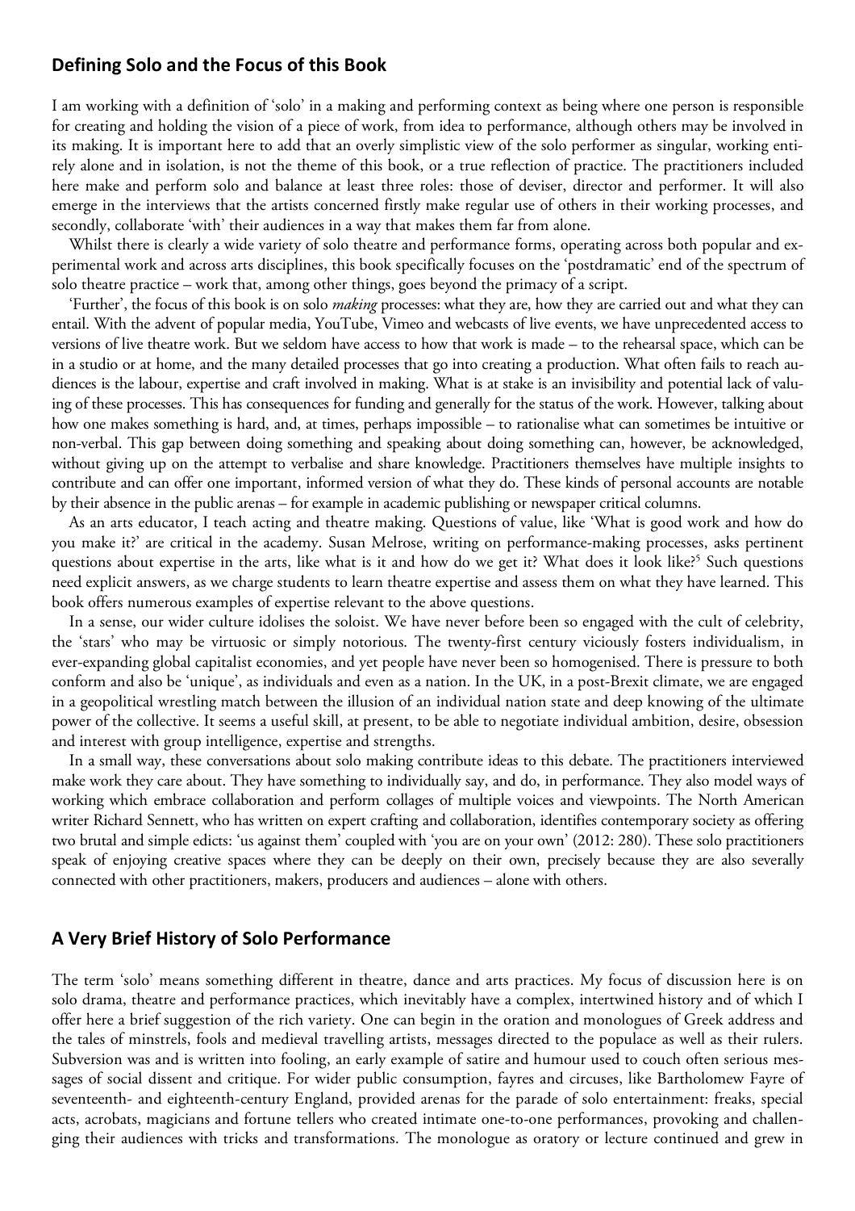## Defining Solo and the Focus of this Book

I am working with a definition of 'solo' in a making and performing context as being where one person is responsible for creating and holding the vision of a piece of work, from idea to performance, although others may be involved in its making. It is important here to add that an overly simplistic view of the solo performer as singular, working entirely alone and in isolation, is not the theme of this book, or a true reflection of practice. The practitioners included here make and perform solo and balance at least three roles: those of deviser, director and performer. It will also emerge in the interviews that the artists concerned firstly make regular use of others in their working processes, and secondly, collaborate 'with' their audiences in a way that makes them far from alone.

Whilst there is clearly a wide variety of solo theatre and performance forms, operating across both popular and experimental work and across arts disciplines, this book specifically focuses on the 'postdramatic' end of the spectrum of solo theatre practice – work that, among other things, goes beyond the primacy of a script.

'Further', the focus of this book is on solo *making* processes: what they are, how they are carried out and what they can entail. With the advent of popular media, YouTube, Vimeo and webcasts of live events, we have unprecedented access to versions of live theatre work. But we seldom have access to how that work is made – to the rehearsal space, which can be in a studio or at home, and the many detailed processes that go into creating a production. What often fails to reach audiences is the labour, expertise and craft involved in making. What is at stake is an invisibility and potential lack of valuing of these processes. This has consequences for funding and generally for the status of the work. However, talking about how one makes something is hard, and, at times, perhaps impossible – to rationalise what can sometimes be intuitive or non-verbal. This gap between doing something and speaking about doing something can, however, be acknowledged, without giving up on the attempt to verbalise and share knowledge. Practitioners themselves have multiple insights to contribute and can offer one important, informed version of what they do. These kinds of personal accounts are notable by their absence in the public arenas – for example in academic publishing or newspaper critical columns.

As an arts educator, I teach acting and theatre making. Questions of value, like 'What is good work and how do you make it?' are critical in the academy. Susan Melrose, writing on performance-making processes, asks pertinent questions about expertise in the arts, like what is it and how do we get it? What does it look like?[5] Such questions need explicit answers, as we charge students to learn theatre expertise and assess them on what they have learned. This book offers numerous examples of expertise relevant to the above questions.

In a sense, our wider culture idolises the soloist. We have never before been so engaged with the cult of celebrity, the 'stars' who may be virtuosic or simply notorious. The twenty-first century viciously fosters individualism, in ever-expanding global capitalist economies, and yet people have never been so homogenised. There is pressure to both conform and also be 'unique', as individuals and even as a nation. In the UK, in a post-Brexit climate, we are engaged in a geopolitical wrestling match between the illusion of an individual nation state and deep knowing of the ultimate power of the collective. It seems a useful skill, at present, to be able to negotiate individual ambition, desire, obsession and interest with group intelligence, expertise and strengths.

In a small way, these conversations about solo making contribute ideas to this debate. The practitioners interviewed make work they care about. They have something to individually say, and do, in performance. They also model ways of working which embrace collaboration and perform collages of multiple voices and viewpoints. The North American writer Richard Sennett, who has written on expert crafting and collaboration, identifies contemporary society as offering two brutal and simple edicts: 'us against them' coupled with 'you are on your own' (2012: 280). These solo practitioners speak of enjoying creative spaces where they can be deeply on their own, precisely because they are also severally connected with other practitioners, makers, producers and audiences – alone with others.

## A Very Brief History of Solo Performance

The term 'solo' means something different in theatre, dance and arts practices. My focus of discussion here is on solo drama, theatre and performance practices, which inevitably have a complex, intertwined history and of which I offer here a brief suggestion of the rich variety. One can begin in the oration and monologues of Greek address and the tales of minstrels, fools and medieval travelling artists, messages directed to the populace as well as their rulers. Subversion was and is written into fooling, an early example of satire and humour used to couch often serious messages of social dissent and critique. For wider public consumption, fayres and circuses, like Bartholomew Fayre of seventeenth- and eighteenth-century England, provided arenas for the parade of solo entertainment: freaks, special acts, acrobats, magicians and fortune tellers who created intimate one-to-one performances, provoking and challenging their audiences with tricks and transformations. The monologue as oratory or lecture continued and grew in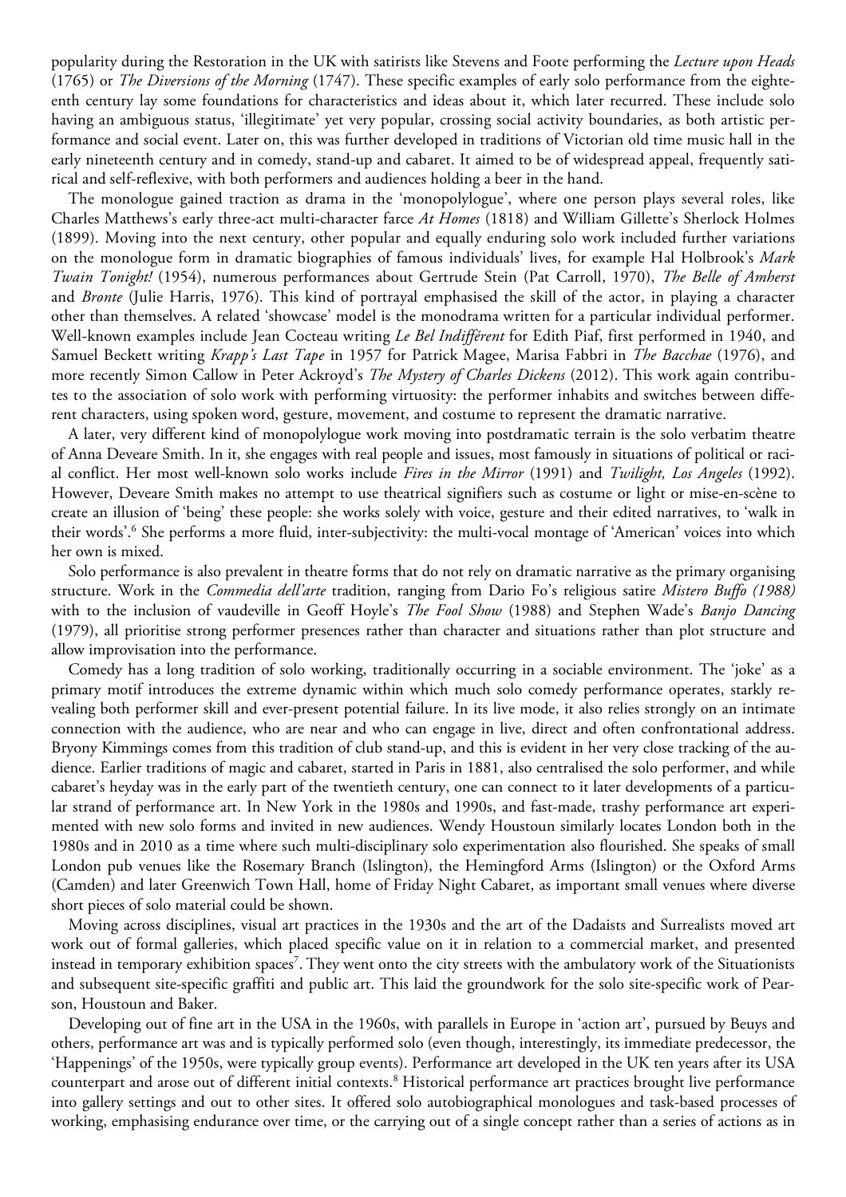popularity during the Restoration in the UK with satirists like Stevens and Foote performing the *Lecture upon Heads* (1765) or *The Diversions of the Morning* (1747). These specific examples of early solo performance from the eighteenth century lay some foundations for characteristics and ideas about it, which later recurred. These include solo having an ambiguous status, 'illegitimate' yet very popular, crossing social activity boundaries, as both artistic performance and social event. Later on, this was further developed in traditions of Victorian old time music hall in the early nineteenth century and in comedy, stand-up and cabaret. It aimed to be of widespread appeal, frequently satirical and self-reflexive, with both performers and audiences holding a beer in the hand.

The monologue gained traction as drama in the 'monopolylogue', where one person plays several roles, like Charles Matthews's early three-act multi-character farce *At Homes* (1818) and William Gillette's Sherlock Holmes (1899). Moving into the next century, other popular and equally enduring solo work included further variations on the monologue form in dramatic biographies of famous individuals' lives, for example Hal Holbrook's *Mark Twain Tonight!* (1954), numerous performances about Gertrude Stein (Pat Carroll, 1970), *The Belle of Amherst* and *Bronte* (Julie Harris, 1976). This kind of portrayal emphasised the skill of the actor, in playing a character other than themselves. A related 'showcase' model is the monodrama written for a particular individual performer. Well-known examples include Jean Cocteau writing *Le Bel Indifférent* for Edith Piaf, first performed in 1940, and Samuel Beckett writing *Krapp's Last Tape* in 1957 for Patrick Magee, Marisa Fabbri in *The Bacchae* (1976), and more recently Simon Callow in Peter Ackroyd's *The Mystery of Charles Dickens* (2012). This work again contributes to the association of solo work with performing virtuosity: the performer inhabits and switches between different characters, using spoken word, gesture, movement, and costume to represent the dramatic narrative.

A later, very different kind of monopolylogue work moving into postdramatic terrain is the solo verbatim theatre of Anna Deveare Smith. In it, she engages with real people and issues, most famously in situations of political or racial conflict. Her most well-known solo works include *Fires in the Mirror* (1991) and *Twilight, Los Angeles* (1992). However, Deveare Smith makes no attempt to use theatrical signifiers such as costume or light or mise-en-scène to create an illusion of 'being' these people: she works solely with voice, gesture and their edited narratives, to 'walk in their words'.[6] She performs a more fluid, inter-subjectivity: the multi-vocal montage of 'American' voices into which her own is mixed.

Solo performance is also prevalent in theatre forms that do not rely on dramatic narrative as the primary organising structure. Work in the *Commedia dell'arte* tradition, ranging from Dario Fo's religious satire *Mistero Buffo (1988)* with to the inclusion of vaudeville in Geoff Hoyle's *The Fool Show* (1988) and Stephen Wade's *Banjo Dancing* (1979), all prioritise strong performer presences rather than character and situations rather than plot structure and allow improvisation into the performance.

Comedy has a long tradition of solo working, traditionally occurring in a sociable environment. The 'joke' as a primary motif introduces the extreme dynamic within which much solo comedy performance operates, starkly revealing both performer skill and ever-present potential failure. In its live mode, it also relies strongly on an intimate connection with the audience, who are near and who can engage in live, direct and often confrontational address. Bryony Kimmings comes from this tradition of club stand-up, and this is evident in her very close tracking of the audience. Earlier traditions of magic and cabaret, started in Paris in 1881, also centralised the solo performer, and while cabaret's heyday was in the early part of the twentieth century, one can connect to it later developments of a particular strand of performance art. In New York in the 1980s and 1990s, and fast-made, trashy performance art experimented with new solo forms and invited in new audiences. Wendy Houstoun similarly locates London both in the 1980s and in 2010 as a time where such multi-disciplinary solo experimentation also flourished. She speaks of small London pub venues like the Rosemary Branch (Islington), the Hemingford Arms (Islington) or the Oxford Arms (Camden) and later Greenwich Town Hall, home of Friday Night Cabaret, as important small venues where diverse short pieces of solo material could be shown.

Moving across disciplines, visual art practices in the 1930s and the art of the Dadaists and Surrealists moved art work out of formal galleries, which placed specific value on it in relation to a commercial market, and presented instead in temporary exhibition spaces[7]. They went onto the city streets with the ambulatory work of the Situationists and subsequent site-specific graffiti and public art. This laid the groundwork for the solo site-specific work of Pearson, Houstoun and Baker.

Developing out of fine art in the USA in the 1960s, with parallels in Europe in 'action art', pursued by Beuys and others, performance art was and is typically performed solo (even though, interestingly, its immediate predecessor, the 'Happenings' of the 1950s, were typically group events). Performance art developed in the UK ten years after its USA counterpart and arose out of different initial contexts.[8] Historical performance art practices brought live performance into gallery settings and out to other sites. It offered solo autobiographical monologues and task-based processes of working, emphasising endurance over time, or the carrying out of a single concept rather than a series of actions as in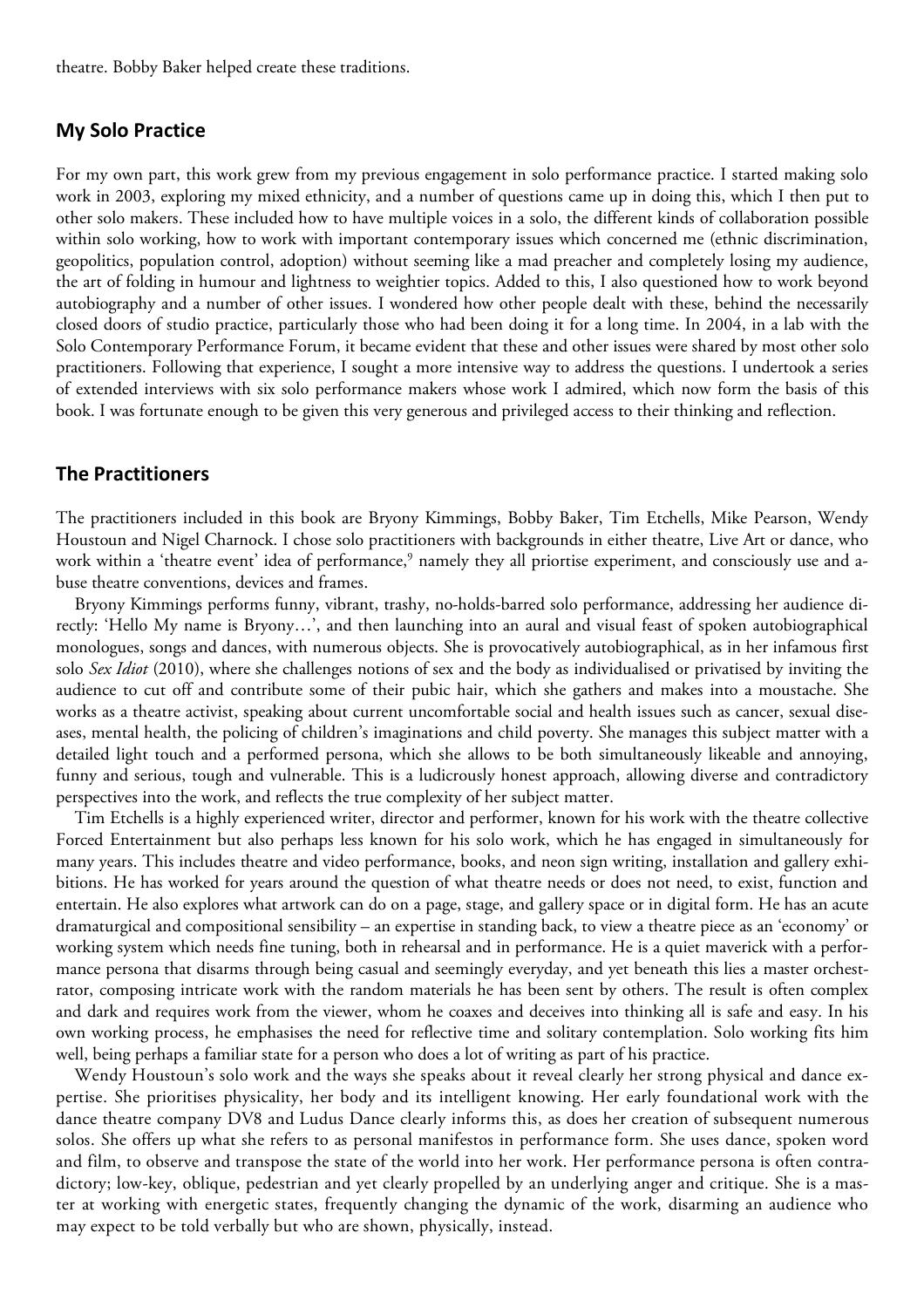theatre. Bobby Baker helped create these traditions.

## My Solo Practice

For my own part, this work grew from my previous engagement in solo performance practice. I started making solo work in 2003, exploring my mixed ethnicity, and a number of questions came up in doing this, which I then put to other solo makers. These included how to have multiple voices in a solo, the different kinds of collaboration possible within solo working, how to work with important contemporary issues which concerned me (ethnic discrimination, geopolitics, population control, adoption) without seeming like a mad preacher and completely losing my audience, the art of folding in humour and lightness to weightier topics. Added to this, I also questioned how to work beyond autobiography and a number of other issues. I wondered how other people dealt with these, behind the necessarily closed doors of studio practice, particularly those who had been doing it for a long time. In 2004, in a lab with the Solo Contemporary Performance Forum, it became evident that these and other issues were shared by most other solo practitioners. Following that experience, I sought a more intensive way to address the questions. I undertook a series of extended interviews with six solo performance makers whose work I admired, which now form the basis of this book. I was fortunate enough to be given this very generous and privileged access to their thinking and reflection.

## The Practitioners

The practitioners included in this book are Bryony Kimmings, Bobby Baker, Tim Etchells, Mike Pearson, Wendy Houstoun and Nigel Charnock. I chose solo practitioners with backgrounds in either theatre, Live Art or dance, who work within a 'theatre event' idea of performance,[9] namely they all priortise experiment, and consciously use and a-buse theatre conventions, devices and frames.

Bryony Kimmings performs funny, vibrant, trashy, no-holds-barred solo performance, addressing her audience directly: 'Hello My name is Bryony…', and then launching into an aural and visual feast of spoken autobiographical monologues, songs and dances, with numerous objects. She is provocatively autobiographical, as in her infamous first solo *Sex Idiot* (2010), where she challenges notions of sex and the body as individualised or privatised by inviting the audience to cut off and contribute some of their pubic hair, which she gathers and makes into a moustache. She works as a theatre activist, speaking about current uncomfortable social and health issues such as cancer, sexual diseases, mental health, the policing of children's imaginations and child poverty. She manages this subject matter with a detailed light touch and a performed persona, which she allows to be both simultaneously likeable and annoying, funny and serious, tough and vulnerable. This is a ludicrously honest approach, allowing diverse and contradictory perspectives into the work, and reflects the true complexity of her subject matter.

Tim Etchells is a highly experienced writer, director and performer, known for his work with the theatre collective Forced Entertainment but also perhaps less known for his solo work, which he has engaged in simultaneously for many years. This includes theatre and video performance, books, and neon sign writing, installation and gallery exhibitions. He has worked for years around the question of what theatre needs or does not need, to exist, function and entertain. He also explores what artwork can do on a page, stage, and gallery space or in digital form. He has an acute dramaturgical and compositional sensibility – an expertise in standing back, to view a theatre piece as an 'economy' or working system which needs fine tuning, both in rehearsal and in performance. He is a quiet maverick with a performance persona that disarms through being casual and seemingly everyday, and yet beneath this lies a master orchestrator, composing intricate work with the random materials he has been sent by others. The result is often complex and dark and requires work from the viewer, whom he coaxes and deceives into thinking all is safe and easy. In his own working process, he emphasises the need for reflective time and solitary contemplation. Solo working fits him well, being perhaps a familiar state for a person who does a lot of writing as part of his practice.

Wendy Houstoun's solo work and the ways she speaks about it reveal clearly her strong physical and dance expertise. She prioritises physicality, her body and its intelligent knowing. Her early foundational work with the dance theatre company DV8 and Ludus Dance clearly informs this, as does her creation of subsequent numerous solos. She offers up what she refers to as personal manifestos in performance form. She uses dance, spoken word and film, to observe and transpose the state of the world into her work. Her performance persona is often contradictory; low-key, oblique, pedestrian and yet clearly propelled by an underlying anger and critique. She is a master at working with energetic states, frequently changing the dynamic of the work, disarming an audience who may expect to be told verbally but who are shown, physically, instead.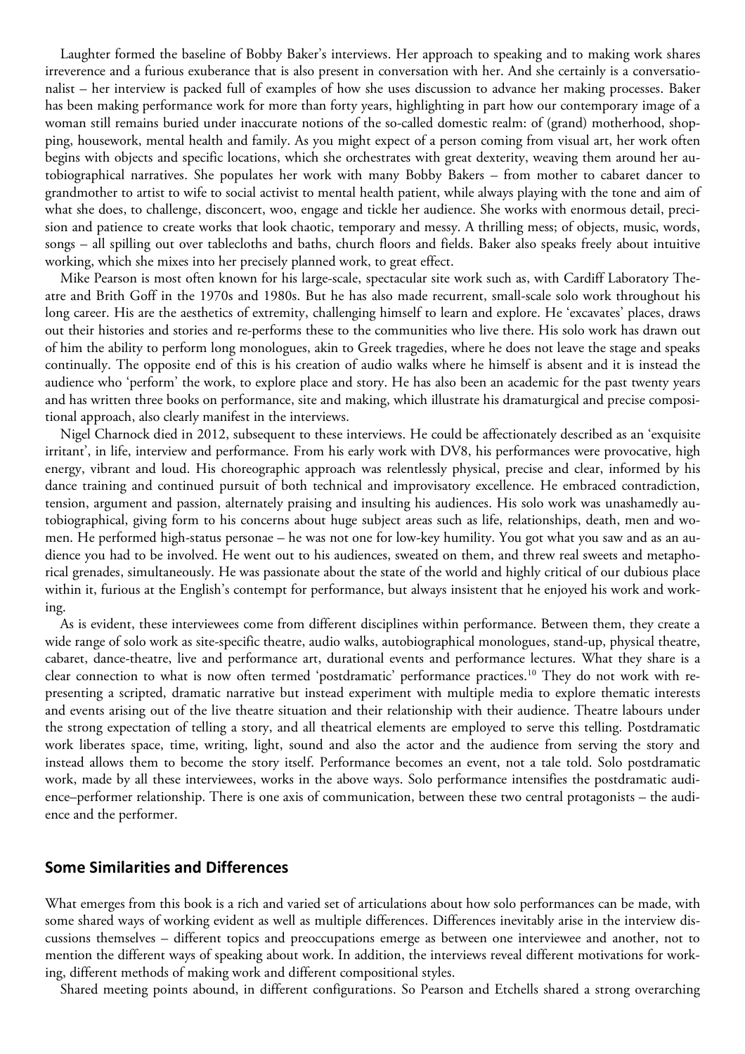Laughter formed the baseline of Bobby Baker's interviews. Her approach to speaking and to making work shares irreverence and a furious exuberance that is also present in conversation with her. And she certainly is a conversationalist – her interview is packed full of examples of how she uses discussion to advance her making processes. Baker has been making performance work for more than forty years, highlighting in part how our contemporary image of a woman still remains buried under inaccurate notions of the so-called domestic realm: of (grand) motherhood, shopping, housework, mental health and family. As you might expect of a person coming from visual art, her work often begins with objects and specific locations, which she orchestrates with great dexterity, weaving them around her autobiographical narratives. She populates her work with many Bobby Bakers – from mother to cabaret dancer to grandmother to artist to wife to social activist to mental health patient, while always playing with the tone and aim of what she does, to challenge, disconcert, woo, engage and tickle her audience. She works with enormous detail, precision and patience to create works that look chaotic, temporary and messy. A thrilling mess; of objects, music, words, songs – all spilling out over tablecloths and baths, church floors and fields. Baker also speaks freely about intuitive working, which she mixes into her precisely planned work, to great effect.

Mike Pearson is most often known for his large-scale, spectacular site work such as, with Cardiff Laboratory Theatre and Brith Goff in the 1970s and 1980s. But he has also made recurrent, small-scale solo work throughout his long career. His are the aesthetics of extremity, challenging himself to learn and explore. He 'excavates' places, draws out their histories and stories and re-performs these to the communities who live there. His solo work has drawn out of him the ability to perform long monologues, akin to Greek tragedies, where he does not leave the stage and speaks continually. The opposite end of this is his creation of audio walks where he himself is absent and it is instead the audience who 'perform' the work, to explore place and story. He has also been an academic for the past twenty years and has written three books on performance, site and making, which illustrate his dramaturgical and precise compositional approach, also clearly manifest in the interviews.

Nigel Charnock died in 2012, subsequent to these interviews. He could be affectionately described as an 'exquisite irritant', in life, interview and performance. From his early work with DV8, his performances were provocative, high energy, vibrant and loud. His choreographic approach was relentlessly physical, precise and clear, informed by his dance training and continued pursuit of both technical and improvisatory excellence. He embraced contradiction, tension, argument and passion, alternately praising and insulting his audiences. His solo work was unashamedly autobiographical, giving form to his concerns about huge subject areas such as life, relationships, death, men and women. He performed high-status personae – he was not one for low-key humility. You got what you saw and as an audience you had to be involved. He went out to his audiences, sweated on them, and threw real sweets and metaphorical grenades, simultaneously. He was passionate about the state of the world and highly critical of our dubious place within it, furious at the English's contempt for performance, but always insistent that he enjoyed his work and working.

As is evident, these interviewees come from different disciplines within performance. Between them, they create a wide range of solo work as site-specific theatre, audio walks, autobiographical monologues, stand-up, physical theatre, cabaret, dance-theatre, live and performance art, durational events and performance lectures. What they share is a clear connection to what is now often termed 'postdramatic' performance practices.[10] They do not work with representing a scripted, dramatic narrative but instead experiment with multiple media to explore thematic interests and events arising out of the live theatre situation and their relationship with their audience. Theatre labours under the strong expectation of telling a story, and all theatrical elements are employed to serve this telling. Postdramatic work liberates space, time, writing, light, sound and also the actor and the audience from serving the story and instead allows them to become the story itself. Performance becomes an event, not a tale told. Solo postdramatic work, made by all these interviewees, works in the above ways. Solo performance intensifies the postdramatic audience–performer relationship. There is one axis of communication, between these two central protagonists – the audience and the performer.

## Some Similarities and Differences

What emerges from this book is a rich and varied set of articulations about how solo performances can be made, with some shared ways of working evident as well as multiple differences. Differences inevitably arise in the interview discussions themselves – different topics and preoccupations emerge as between one interviewee and another, not to mention the different ways of speaking about work. In addition, the interviews reveal different motivations for working, different methods of making work and different compositional styles.

Shared meeting points abound, in different configurations. So Pearson and Etchells shared a strong overarching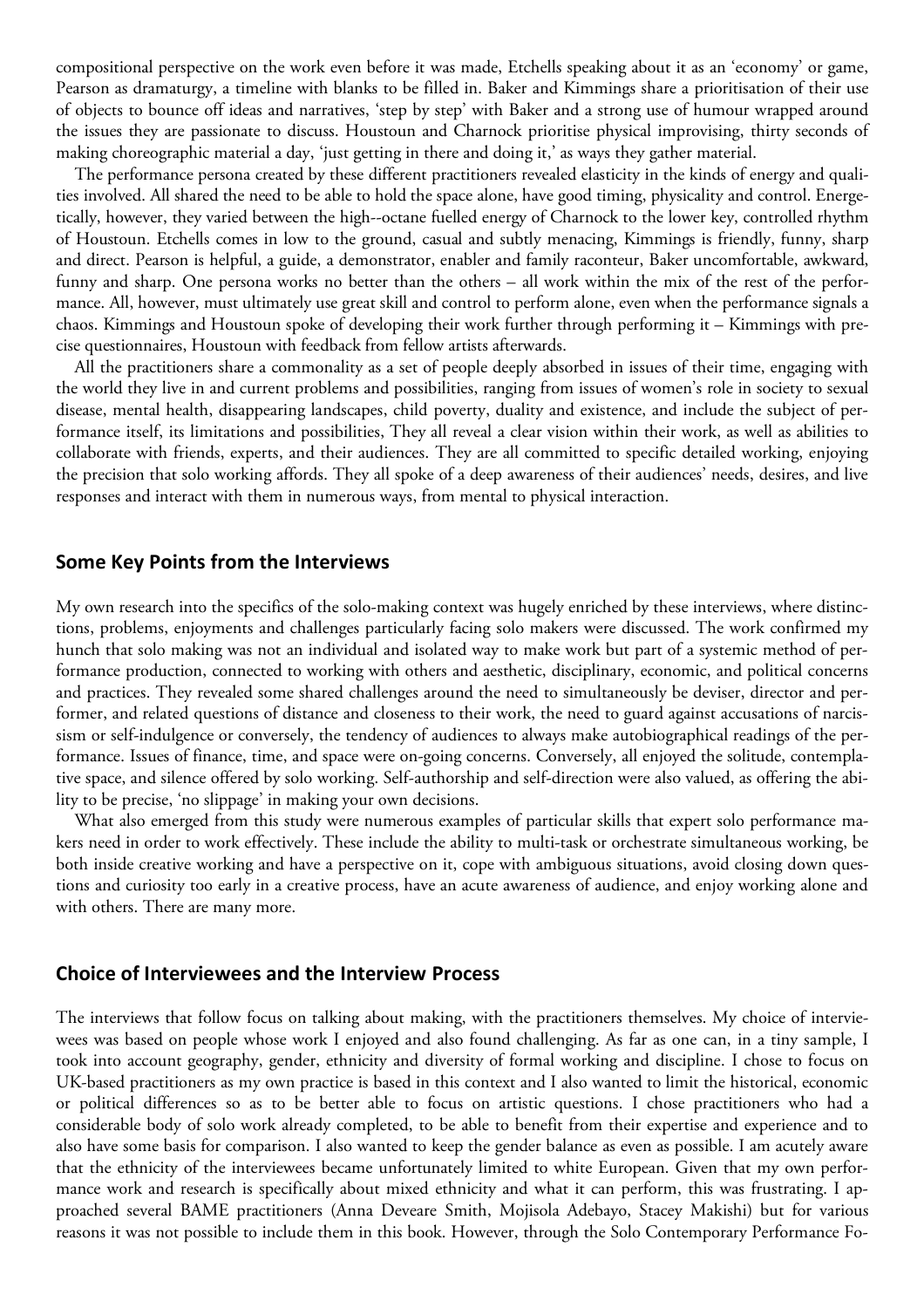compositional perspective on the work even before it was made, Etchells speaking about it as an 'economy' or game, Pearson as dramaturgy, a timeline with blanks to be filled in. Baker and Kimmings share a prioritisation of their use of objects to bounce off ideas and narratives, 'step by step' with Baker and a strong use of humour wrapped around the issues they are passionate to discuss. Houstoun and Charnock prioritise physical improvising, thirty seconds of making choreographic material a day, 'just getting in there and doing it,' as ways they gather material.

The performance persona created by these different practitioners revealed elasticity in the kinds of energy and qualities involved. All shared the need to be able to hold the space alone, have good timing, physicality and control. Energetically, however, they varied between the high--octane fuelled energy of Charnock to the lower key, controlled rhythm of Houstoun. Etchells comes in low to the ground, casual and subtly menacing, Kimmings is friendly, funny, sharp and direct. Pearson is helpful, a guide, a demonstrator, enabler and family raconteur, Baker uncomfortable, awkward, funny and sharp. One persona works no better than the others – all work within the mix of the rest of the performance. All, however, must ultimately use great skill and control to perform alone, even when the performance signals a chaos. Kimmings and Houstoun spoke of developing their work further through performing it – Kimmings with precise questionnaires, Houstoun with feedback from fellow artists afterwards.

All the practitioners share a commonality as a set of people deeply absorbed in issues of their time, engaging with the world they live in and current problems and possibilities, ranging from issues of women's role in society to sexual disease, mental health, disappearing landscapes, child poverty, duality and existence, and include the subject of performance itself, its limitations and possibilities, They all reveal a clear vision within their work, as well as abilities to collaborate with friends, experts, and their audiences. They are all committed to specific detailed working, enjoying the precision that solo working affords. They all spoke of a deep awareness of their audiences' needs, desires, and live responses and interact with them in numerous ways, from mental to physical interaction.

## Some Key Points from the Interviews

My own research into the specifics of the solo-making context was hugely enriched by these interviews, where distinctions, problems, enjoyments and challenges particularly facing solo makers were discussed. The work confirmed my hunch that solo making was not an individual and isolated way to make work but part of a systemic method of performance production, connected to working with others and aesthetic, disciplinary, economic, and political concerns and practices. They revealed some shared challenges around the need to simultaneously be deviser, director and performer, and related questions of distance and closeness to their work, the need to guard against accusations of narcissism or self-indulgence or conversely, the tendency of audiences to always make autobiographical readings of the performance. Issues of finance, time, and space were on-going concerns. Conversely, all enjoyed the solitude, contemplative space, and silence offered by solo working. Self-authorship and self-direction were also valued, as offering the ability to be precise, 'no slippage' in making your own decisions.

What also emerged from this study were numerous examples of particular skills that expert solo performance makers need in order to work effectively. These include the ability to multi-task or orchestrate simultaneous working, be both inside creative working and have a perspective on it, cope with ambiguous situations, avoid closing down questions and curiosity too early in a creative process, have an acute awareness of audience, and enjoy working alone and with others. There are many more.

## Choice of Interviewees and the Interview Process

The interviews that follow focus on talking about making, with the practitioners themselves. My choice of interviewees was based on people whose work I enjoyed and also found challenging. As far as one can, in a tiny sample, I took into account geography, gender, ethnicity and diversity of formal working and discipline. I chose to focus on UK-based practitioners as my own practice is based in this context and I also wanted to limit the historical, economic or political differences so as to be better able to focus on artistic questions. I chose practitioners who had a considerable body of solo work already completed, to be able to benefit from their expertise and experience and to also have some basis for comparison. I also wanted to keep the gender balance as even as possible. I am acutely aware that the ethnicity of the interviewees became unfortunately limited to white European. Given that my own performance work and research is specifically about mixed ethnicity and what it can perform, this was frustrating. I approached several BAME practitioners (Anna Deveare Smith, Mojisola Adebayo, Stacey Makishi) but for various reasons it was not possible to include them in this book. However, through the Solo Contemporary Performance Fo-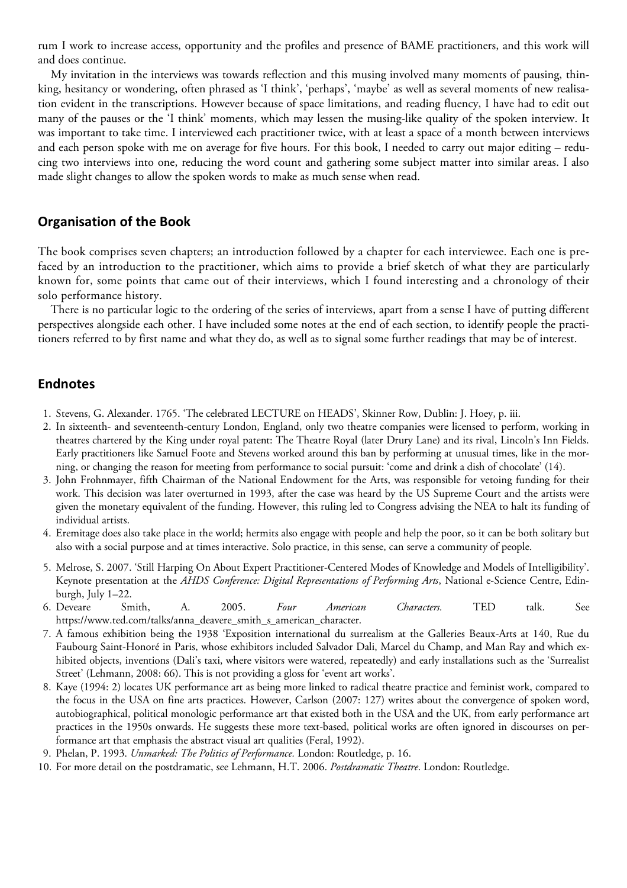rum I work to increase access, opportunity and the profiles and presence of BAME practitioners, and this work will and does continue.

My invitation in the interviews was towards reflection and this musing involved many moments of pausing, thinking, hesitancy or wondering, often phrased as 'I think', 'perhaps', 'maybe' as well as several moments of new realisation evident in the transcriptions. However because of space limitations, and reading fluency, I have had to edit out many of the pauses or the 'I think' moments, which may lessen the musing-like quality of the spoken interview. It was important to take time. I interviewed each practitioner twice, with at least a space of a month between interviews and each person spoke with me on average for five hours. For this book, I needed to carry out major editing – reducing two interviews into one, reducing the word count and gathering some subject matter into similar areas. I also made slight changes to allow the spoken words to make as much sense when read.

## Organisation of the Book

The book comprises seven chapters; an introduction followed by a chapter for each interviewee. Each one is prefaced by an introduction to the practitioner, which aims to provide a brief sketch of what they are particularly known for, some points that came out of their interviews, which I found interesting and a chronology of their solo performance history.

There is no particular logic to the ordering of the series of interviews, apart from a sense I have of putting different perspectives alongside each other. I have included some notes at the end of each section, to identify people the practitioners referred to by first name and what they do, as well as to signal some further readings that may be of interest.

## Endnotes

1. Stevens, G. Alexander. 1765. 'The celebrated LECTURE on HEADS', Skinner Row, Dublin: J. Hoey, p. iii.
2. In sixteenth- and seventeenth-century London, England, only two theatre companies were licensed to perform, working in theatres chartered by the King under royal patent: The Theatre Royal (later Drury Lane) and its rival, Lincoln's Inn Fields. Early practitioners like Samuel Foote and Stevens worked around this ban by performing at unusual times, like in the morning, or changing the reason for meeting from performance to social pursuit: 'come and drink a dish of chocolate' (14).
3. John Frohnmayer, fifth Chairman of the National Endowment for the Arts, was responsible for vetoing funding for their work. This decision was later overturned in 1993, after the case was heard by the US Supreme Court and the artists were given the monetary equivalent of the funding. However, this ruling led to Congress advising the NEA to halt its funding of individual artists.
4. Eremitage does also take place in the world; hermits also engage with people and help the poor, so it can be both solitary but also with a social purpose and at times interactive. Solo practice, in this sense, can serve a community of people.
5. Melrose, S. 2007. 'Still Harping On About Expert Practitioner-Centered Modes of Knowledge and Models of Intelligibility'. Keynote presentation at the *AHDS Conference: Digital Representations of Performing Arts*, National e-Science Centre, Edinburgh, July 1–22.
6. Deveare Smith, A. 2005. *Four American Characters.* TED talk. See https://www.ted.com/talks/anna_deavere_smith_s_american_character.
7. A famous exhibition being the 1938 'Exposition international du surrealism at the Galleries Beaux-Arts at 140, Rue du Faubourg Saint-Honoré in Paris, whose exhibitors included Salvador Dali, Marcel du Champ, and Man Ray and which exhibited objects, inventions (Dali's taxi, where visitors were watered, repeatedly) and early installations such as the 'Surrealist Street' (Lehmann, 2008: 66). This is not providing a gloss for 'event art works'.
8. Kaye (1994: 2) locates UK performance art as being more linked to radical theatre practice and feminist work, compared to the focus in the USA on fine arts practices. However, Carlson (2007: 127) writes about the convergence of spoken word, autobiographical, political monologic performance art that existed both in the USA and the UK, from early performance art practices in the 1950s onwards. He suggests these more text-based, political works are often ignored in discourses on performance art that emphasis the abstract visual art qualities (Feral, 1992).
9. Phelan, P. 1993. *Unmarked: The Politics of Performance.* London: Routledge, p. 16.
10. For more detail on the postdramatic, see Lehmann, H.T. 2006. *Postdramatic Theatre*. London: Routledge.